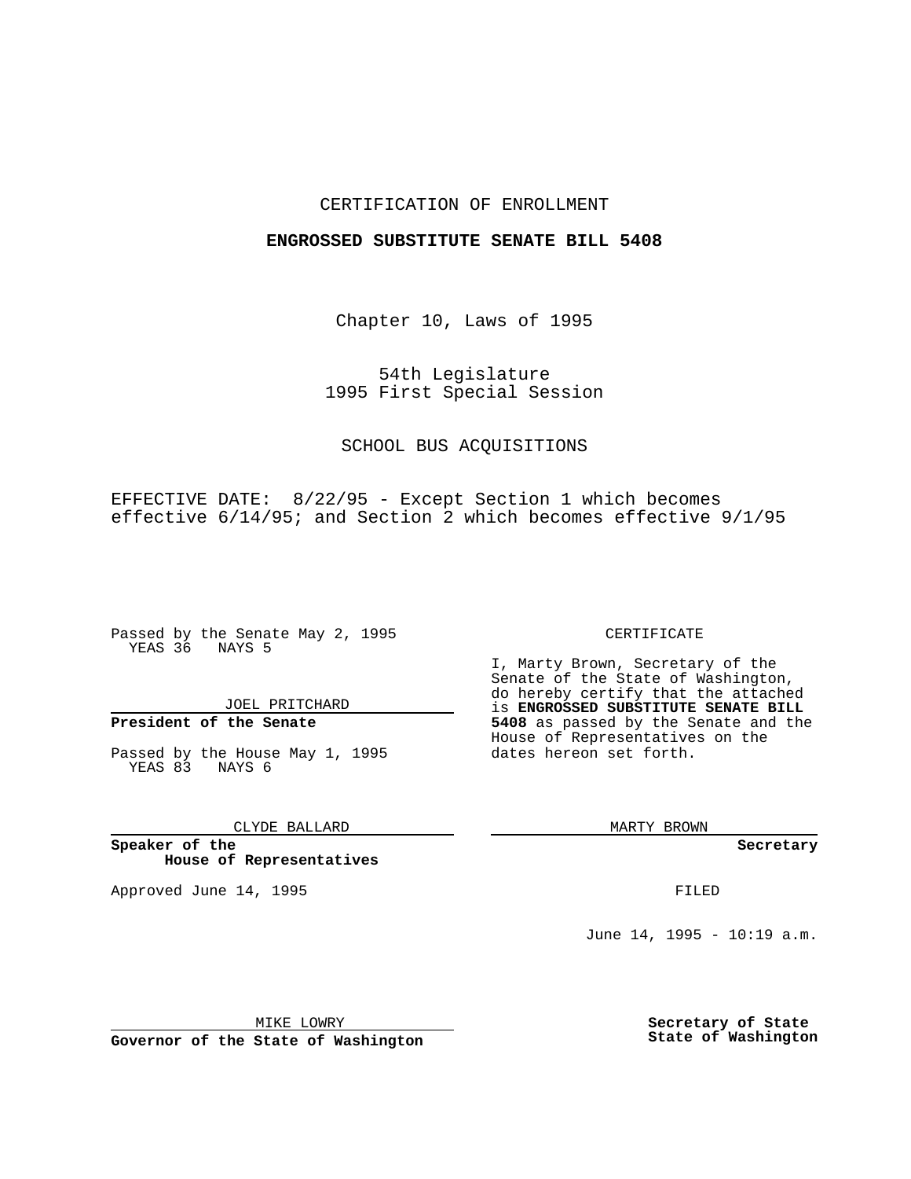CERTIFICATION OF ENROLLMENT

**ENGROSSED SUBSTITUTE SENATE BILL 5408**

Chapter 10, Laws of 1995

54th Legislature
1995 First Special Session

SCHOOL BUS ACQUISITIONS

EFFECTIVE DATE: 8/22/95 - Except Section 1 which becomes effective 6/14/95; and Section 2 which becomes effective 9/1/95

Passed by the Senate May 2, 1995
YEAS 36 NAYS 5

JOEL PRITCHARD

**President of the Senate**

Passed by the House May 1, 1995
YEAS 83 NAYS 6

CLYDE BALLARD

**Speaker of the House of Representatives**

Approved June 14, 1995

MIKE LOWRY

**Governor of the State of Washington**

CERTIFICATE

I, Marty Brown, Secretary of the Senate of the State of Washington, do hereby certify that the attached is **ENGROSSED SUBSTITUTE SENATE BILL 5408** as passed by the Senate and the House of Representatives on the dates hereon set forth.

MARTY BROWN

**Secretary**

FILED

June 14, 1995 - 10:19 a.m.

**Secretary of State**
**State of Washington**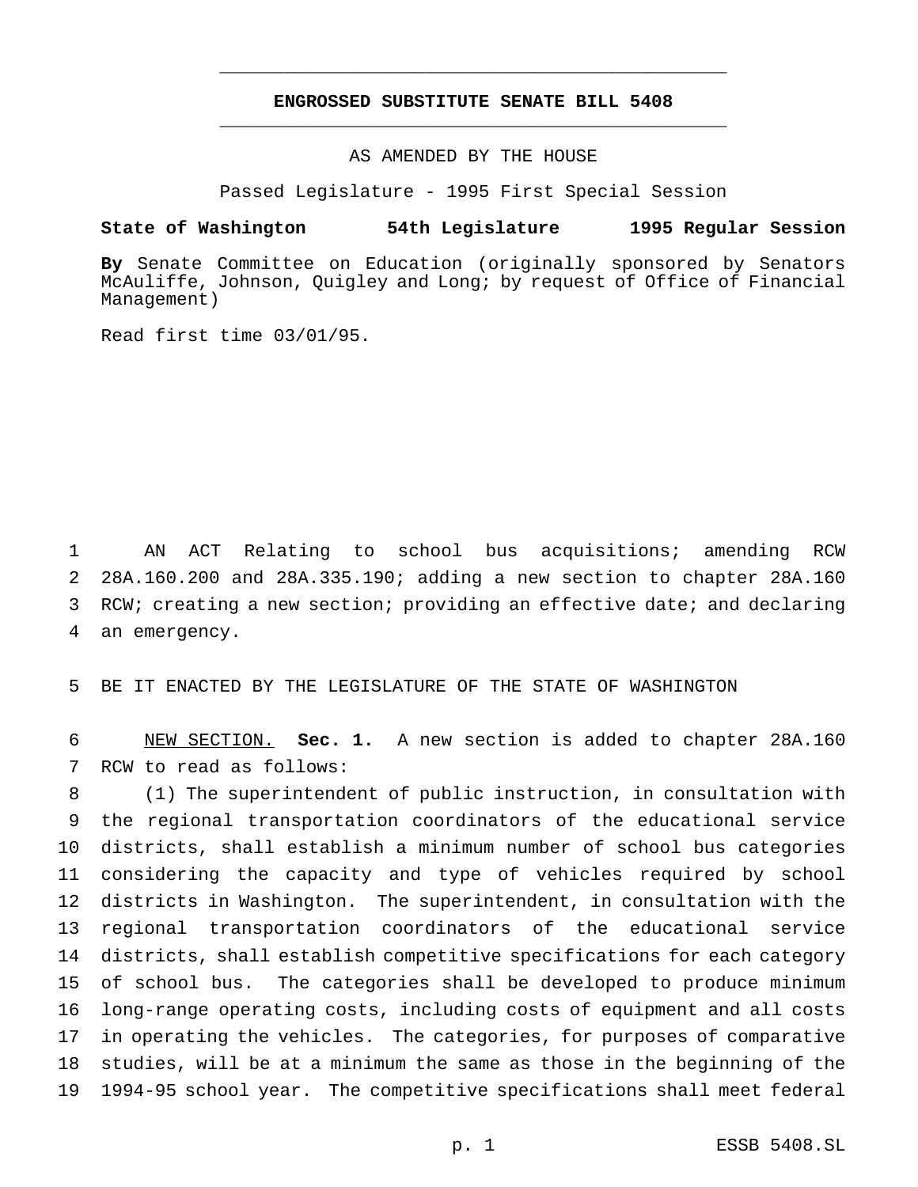# ENGROSSED SUBSTITUTE SENATE BILL 5408

AS AMENDED BY THE HOUSE

Passed Legislature - 1995 First Special Session

**State of Washington 54th Legislature 1995 Regular Session**

**By** Senate Committee on Education (originally sponsored by Senators McAuliffe, Johnson, Quigley and Long; by request of Office of Financial Management)

Read first time 03/01/95.

AN ACT Relating to school bus acquisitions; amending RCW 28A.160.200 and 28A.335.190; adding a new section to chapter 28A.160 RCW; creating a new section; providing an effective date; and declaring an emergency.

BE IT ENACTED BY THE LEGISLATURE OF THE STATE OF WASHINGTON

NEW SECTION. **Sec. 1.** A new section is added to chapter 28A.160 RCW to read as follows:

(1) The superintendent of public instruction, in consultation with the regional transportation coordinators of the educational service districts, shall establish a minimum number of school bus categories considering the capacity and type of vehicles required by school districts in Washington. The superintendent, in consultation with the regional transportation coordinators of the educational service districts, shall establish competitive specifications for each category of school bus. The categories shall be developed to produce minimum long-range operating costs, including costs of equipment and all costs in operating the vehicles. The categories, for purposes of comparative studies, will be at a minimum the same as those in the beginning of the 1994-95 school year. The competitive specifications shall meet federal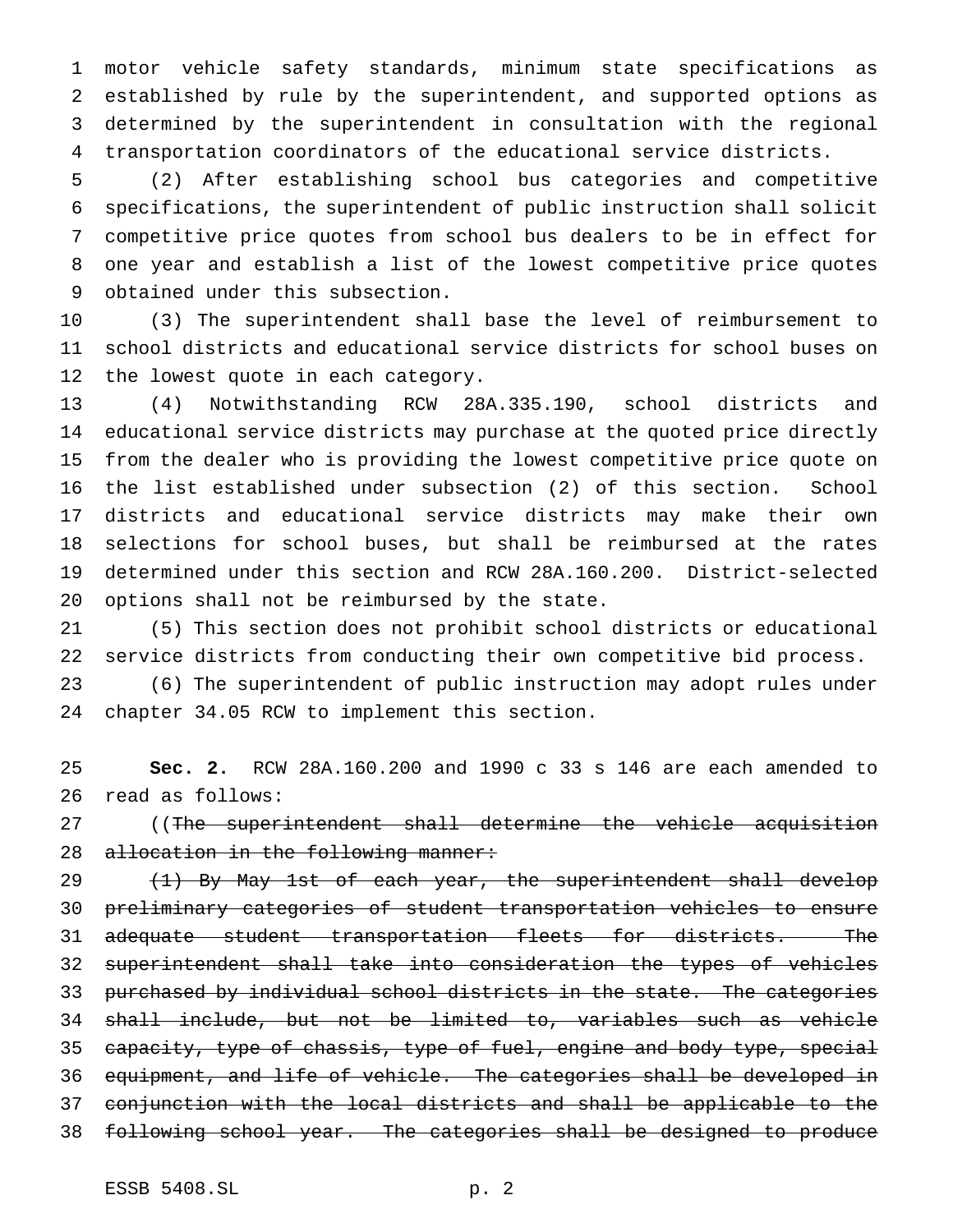motor vehicle safety standards, minimum state specifications as established by rule by the superintendent, and supported options as determined by the superintendent in consultation with the regional transportation coordinators of the educational service districts.

(2) After establishing school bus categories and competitive specifications, the superintendent of public instruction shall solicit competitive price quotes from school bus dealers to be in effect for one year and establish a list of the lowest competitive price quotes obtained under this subsection.

(3) The superintendent shall base the level of reimbursement to school districts and educational service districts for school buses on the lowest quote in each category.

(4) Notwithstanding RCW 28A.335.190, school districts and educational service districts may purchase at the quoted price directly from the dealer who is providing the lowest competitive price quote on the list established under subsection (2) of this section. School districts and educational service districts may make their own selections for school buses, but shall be reimbursed at the rates determined under this section and RCW 28A.160.200. District-selected options shall not be reimbursed by the state.

(5) This section does not prohibit school districts or educational service districts from conducting their own competitive bid process.

(6) The superintendent of public instruction may adopt rules under chapter 34.05 RCW to implement this section.

**Sec. 2.** RCW 28A.160.200 and 1990 c 33 s 146 are each amended to read as follows:

((~~The superintendent shall determine the vehicle acquisition allocation in the following manner:~~

~~(1) By May 1st of each year, the superintendent shall develop preliminary categories of student transportation vehicles to ensure adequate student transportation fleets for districts. The superintendent shall take into consideration the types of vehicles purchased by individual school districts in the state. The categories shall include, but not be limited to, variables such as vehicle capacity, type of chassis, type of fuel, engine and body type, special equipment, and life of vehicle. The categories shall be developed in conjunction with the local districts and shall be applicable to the following school year. The categories shall be designed to produce~~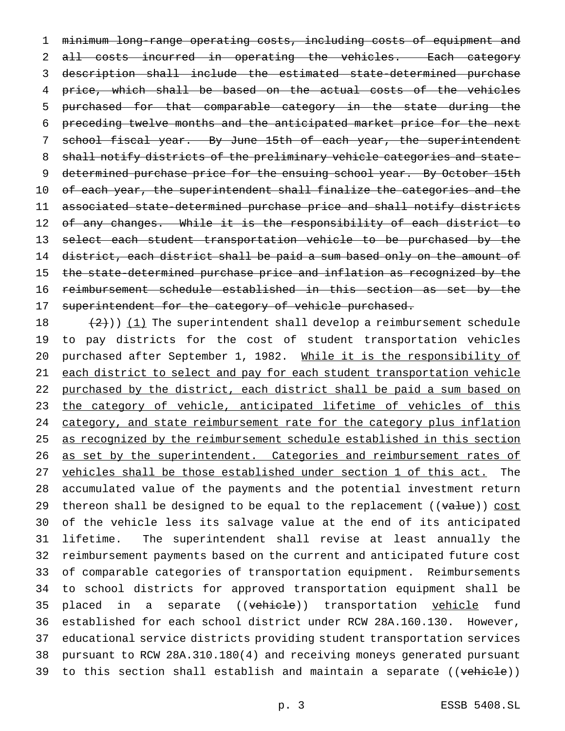~~minimum long-range operating costs, including costs of equipment and all costs incurred in operating the vehicles. Each category description shall include the estimated state-determined purchase price, which shall be based on the actual costs of the vehicles purchased for that comparable category in the state during the preceding twelve months and the anticipated market price for the next school fiscal year. By June 15th of each year, the superintendent shall notify districts of the preliminary vehicle categories and state-determined purchase price for the ensuing school year. By October 15th of each year, the superintendent shall finalize the categories and the associated state-determined purchase price and shall notify districts of any changes. While it is the responsibility of each district to select each student transportation vehicle to be purchased by the district, each district shall be paid a sum based only on the amount of the state-determined purchase price and inflation as recognized by the reimbursement schedule established in this section as set by the superintendent for the category of vehicle purchased.~~

~~(2)~~)) (1) The superintendent shall develop a reimbursement schedule to pay districts for the cost of student transportation vehicles purchased after September 1, 1982. While it is the responsibility of each district to select and pay for each student transportation vehicle purchased by the district, each district shall be paid a sum based on the category of vehicle, anticipated lifetime of vehicles of this category, and state reimbursement rate for the category plus inflation as recognized by the reimbursement schedule established in this section as set by the superintendent. Categories and reimbursement rates of vehicles shall be those established under section 1 of this act. The accumulated value of the payments and the potential investment return thereon shall be designed to be equal to the replacement ((~~value~~)) cost of the vehicle less its salvage value at the end of its anticipated lifetime. The superintendent shall revise at least annually the reimbursement payments based on the current and anticipated future cost of comparable categories of transportation equipment. Reimbursements to school districts for approved transportation equipment shall be placed in a separate ((~~vehicle~~)) transportation vehicle fund established for each school district under RCW 28A.160.130. However, educational service districts providing student transportation services pursuant to RCW 28A.310.180(4) and receiving moneys generated pursuant to this section shall establish and maintain a separate ((~~vehicle~~))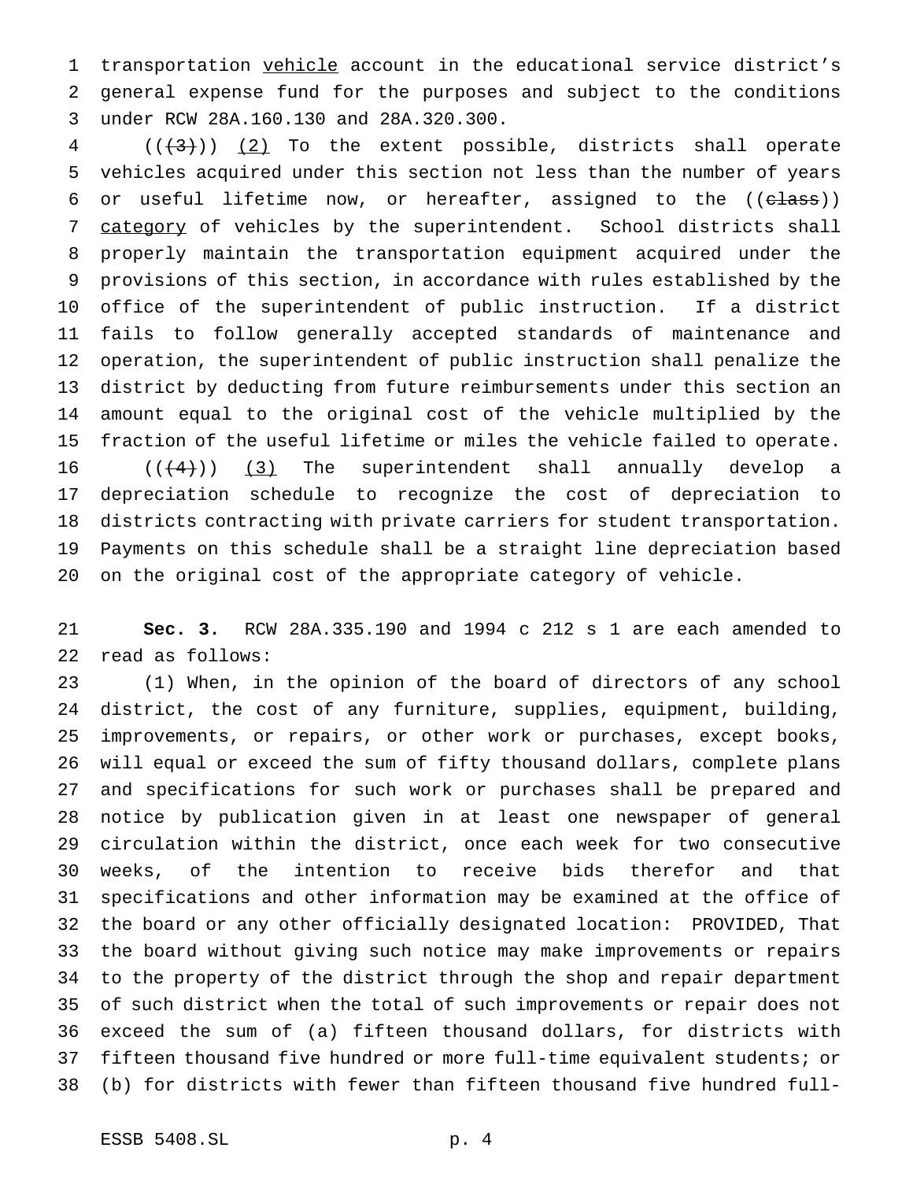transportation vehicle account in the educational service district's general expense fund for the purposes and subject to the conditions under RCW 28A.160.130 and 28A.320.300.

((~~(3)~~)) (2) To the extent possible, districts shall operate vehicles acquired under this section not less than the number of years or useful lifetime now, or hereafter, assigned to the ((~~class~~)) category of vehicles by the superintendent. School districts shall properly maintain the transportation equipment acquired under the provisions of this section, in accordance with rules established by the office of the superintendent of public instruction. If a district fails to follow generally accepted standards of maintenance and operation, the superintendent of public instruction shall penalize the district by deducting from future reimbursements under this section an amount equal to the original cost of the vehicle multiplied by the fraction of the useful lifetime or miles the vehicle failed to operate.

((~~(4)~~)) (3) The superintendent shall annually develop a depreciation schedule to recognize the cost of depreciation to districts contracting with private carriers for student transportation. Payments on this schedule shall be a straight line depreciation based on the original cost of the appropriate category of vehicle.

**Sec. 3.** RCW 28A.335.190 and 1994 c 212 s 1 are each amended to read as follows:

(1) When, in the opinion of the board of directors of any school district, the cost of any furniture, supplies, equipment, building, improvements, or repairs, or other work or purchases, except books, will equal or exceed the sum of fifty thousand dollars, complete plans and specifications for such work or purchases shall be prepared and notice by publication given in at least one newspaper of general circulation within the district, once each week for two consecutive weeks, of the intention to receive bids therefor and that specifications and other information may be examined at the office of the board or any other officially designated location: PROVIDED, That the board without giving such notice may make improvements or repairs to the property of the district through the shop and repair department of such district when the total of such improvements or repair does not exceed the sum of (a) fifteen thousand dollars, for districts with fifteen thousand five hundred or more full-time equivalent students; or (b) for districts with fewer than fifteen thousand five hundred full-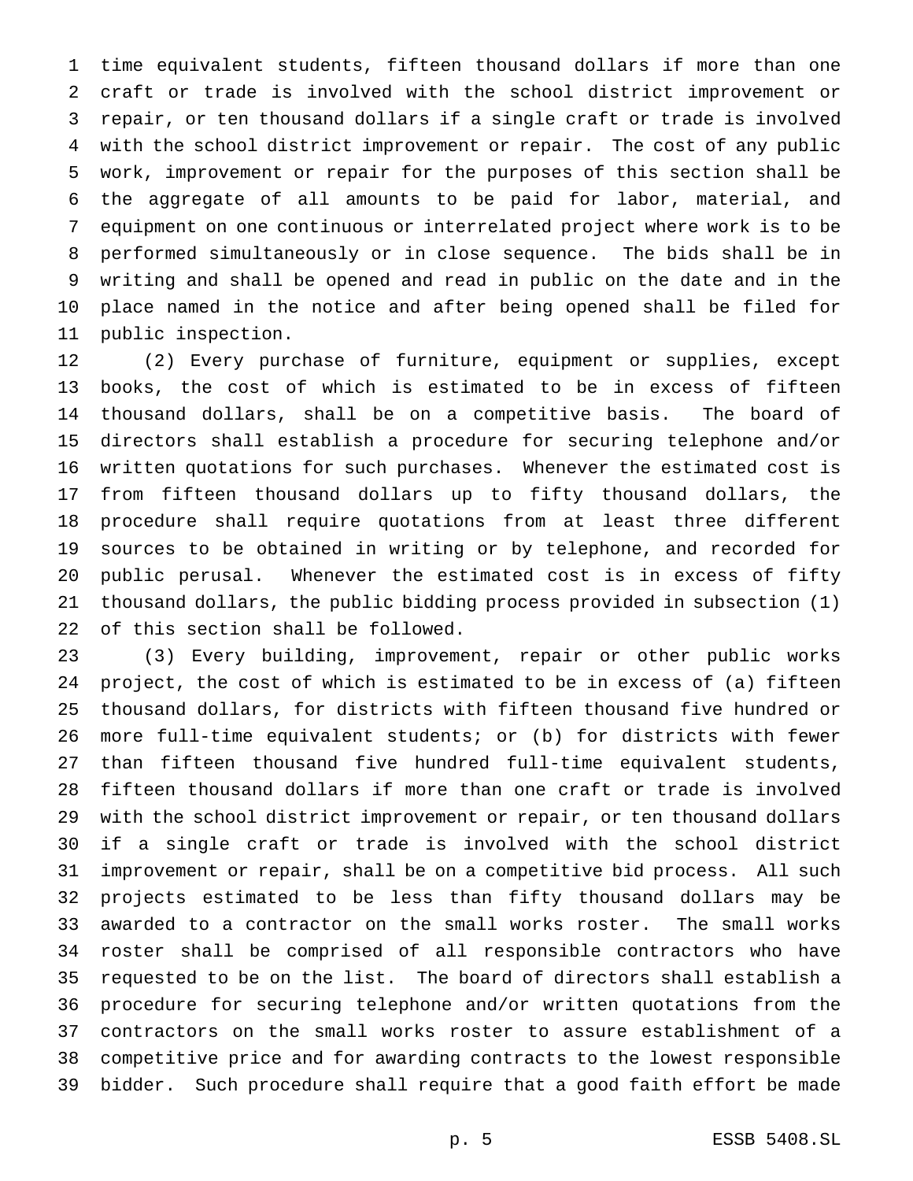time equivalent students, fifteen thousand dollars if more than one craft or trade is involved with the school district improvement or repair, or ten thousand dollars if a single craft or trade is involved with the school district improvement or repair. The cost of any public work, improvement or repair for the purposes of this section shall be the aggregate of all amounts to be paid for labor, material, and equipment on one continuous or interrelated project where work is to be performed simultaneously or in close sequence. The bids shall be in writing and shall be opened and read in public on the date and in the place named in the notice and after being opened shall be filed for public inspection.

(2) Every purchase of furniture, equipment or supplies, except books, the cost of which is estimated to be in excess of fifteen thousand dollars, shall be on a competitive basis. The board of directors shall establish a procedure for securing telephone and/or written quotations for such purchases. Whenever the estimated cost is from fifteen thousand dollars up to fifty thousand dollars, the procedure shall require quotations from at least three different sources to be obtained in writing or by telephone, and recorded for public perusal. Whenever the estimated cost is in excess of fifty thousand dollars, the public bidding process provided in subsection (1) of this section shall be followed.

(3) Every building, improvement, repair or other public works project, the cost of which is estimated to be in excess of (a) fifteen thousand dollars, for districts with fifteen thousand five hundred or more full-time equivalent students; or (b) for districts with fewer than fifteen thousand five hundred full-time equivalent students, fifteen thousand dollars if more than one craft or trade is involved with the school district improvement or repair, or ten thousand dollars if a single craft or trade is involved with the school district improvement or repair, shall be on a competitive bid process. All such projects estimated to be less than fifty thousand dollars may be awarded to a contractor on the small works roster. The small works roster shall be comprised of all responsible contractors who have requested to be on the list. The board of directors shall establish a procedure for securing telephone and/or written quotations from the contractors on the small works roster to assure establishment of a competitive price and for awarding contracts to the lowest responsible bidder. Such procedure shall require that a good faith effort be made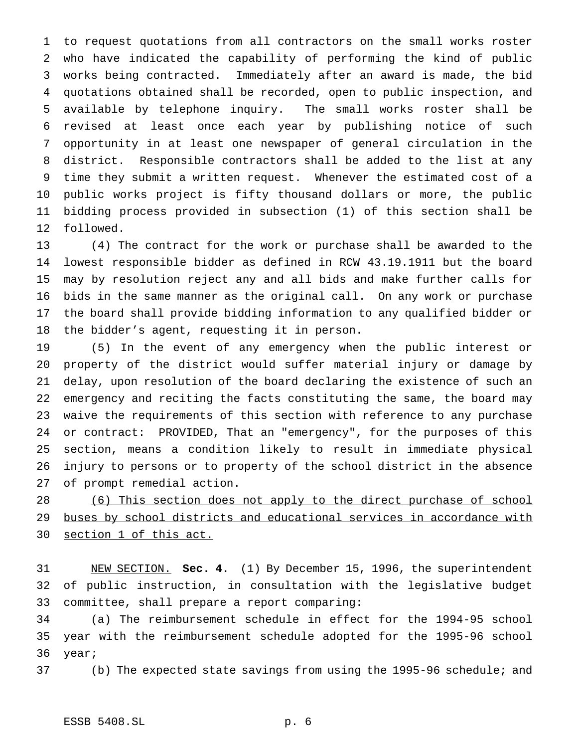to request quotations from all contractors on the small works roster who have indicated the capability of performing the kind of public works being contracted. Immediately after an award is made, the bid quotations obtained shall be recorded, open to public inspection, and available by telephone inquiry. The small works roster shall be revised at least once each year by publishing notice of such opportunity in at least one newspaper of general circulation in the district. Responsible contractors shall be added to the list at any time they submit a written request. Whenever the estimated cost of a public works project is fifty thousand dollars or more, the public bidding process provided in subsection (1) of this section shall be followed.

(4) The contract for the work or purchase shall be awarded to the lowest responsible bidder as defined in RCW 43.19.1911 but the board may by resolution reject any and all bids and make further calls for bids in the same manner as the original call. On any work or purchase the board shall provide bidding information to any qualified bidder or the bidder's agent, requesting it in person.

(5) In the event of any emergency when the public interest or property of the district would suffer material injury or damage by delay, upon resolution of the board declaring the existence of such an emergency and reciting the facts constituting the same, the board may waive the requirements of this section with reference to any purchase or contract: PROVIDED, That an "emergency", for the purposes of this section, means a condition likely to result in immediate physical injury to persons or to property of the school district in the absence of prompt remedial action.

<u>(6) This section does not apply to the direct purchase of school buses by school districts and educational services in accordance with section 1 of this act.</u>

<u>NEW SECTION.</u> **Sec. 4.** (1) By December 15, 1996, the superintendent of public instruction, in consultation with the legislative budget committee, shall prepare a report comparing:

(a) The reimbursement schedule in effect for the 1994-95 school year with the reimbursement schedule adopted for the 1995-96 school year;

(b) The expected state savings from using the 1995-96 schedule; and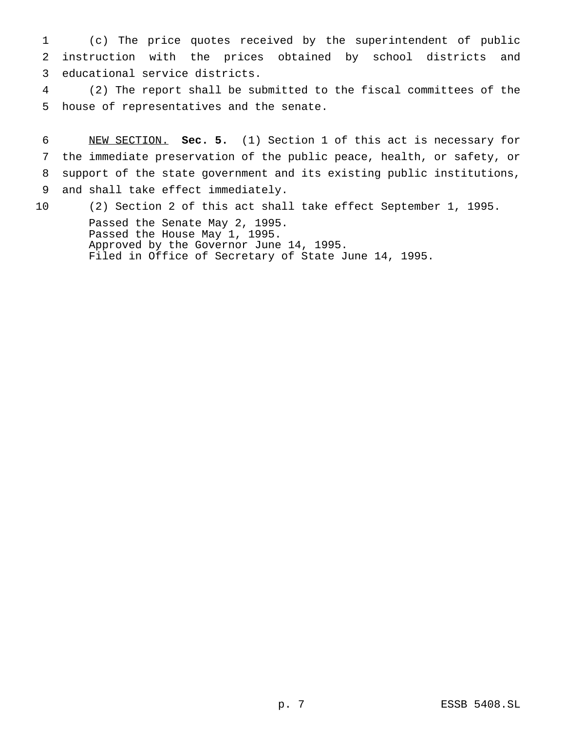(c) The price quotes received by the superintendent of public instruction with the prices obtained by school districts and educational service districts.

(2) The report shall be submitted to the fiscal committees of the house of representatives and the senate.

NEW SECTION. **Sec. 5.** (1) Section 1 of this act is necessary for the immediate preservation of the public peace, health, or safety, or support of the state government and its existing public institutions, and shall take effect immediately.

(2) Section 2 of this act shall take effect September 1, 1995.

Passed the Senate May 2, 1995.
Passed the House May 1, 1995.
Approved by the Governor June 14, 1995.
Filed in Office of Secretary of State June 14, 1995.